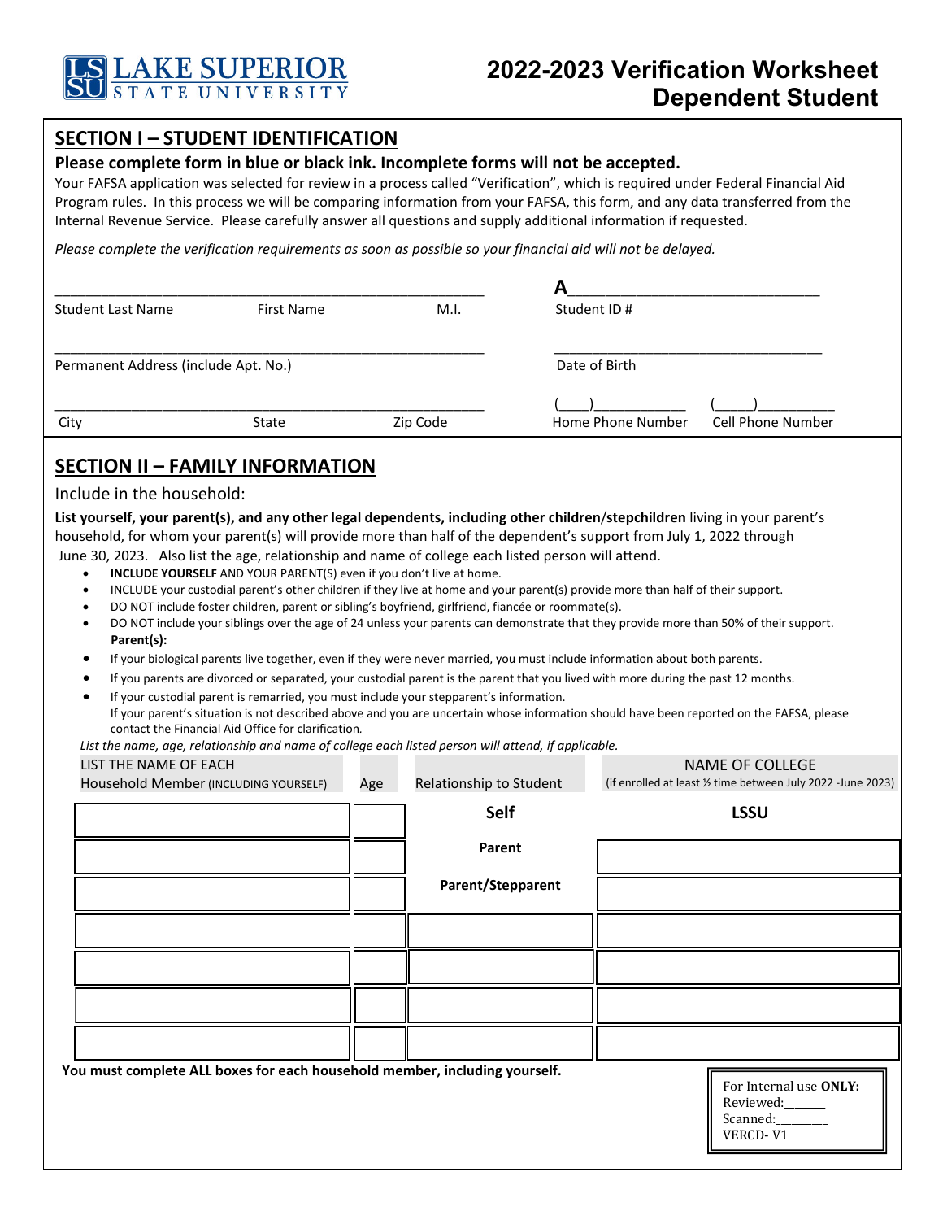**LAKE SUPERIOR STATE UNIVERSITY**

# 2022-2023 Verification Worksheet Dependent Student

## SECTION I – STUDENT IDENTIFICATION

**Please complete form in blue or black ink. Incomplete forms will not be accepted.**

Your FAFSA application was selected for review in a process called "Verification", which is required under Federal Financial Aid Program rules. In this process we will be comparing information from your FAFSA, this form, and any data transferred from the Internal Revenue Service. Please carefully answer all questions and supply additional information if requested.

*Please complete the verification requirements as soon as possible so your financial aid will not be delayed.*

_______________________________________________ **A**______________________________

Student Last Name First Name M.I. Student ID #

_______________________________________________ ______________________________

Permanent Address (include Apt. No.) Date of Birth

_______________________________________________ (____)____________ (_____)__________

City State Zip Code Home Phone Number Cell Phone Number

## SECTION II – FAMILY INFORMATION

Include in the household:

**List yourself, your parent(s), and any other legal dependents, including other children/stepchildren** living in your parent's household, for whom your parent(s) will provide more than half of the dependent's support from July 1, 2022 through June 30, 2023. Also list the age, relationship and name of college each listed person will attend.

- **INCLUDE YOURSELF** AND YOUR PARENT(S) even if you don't live at home.
- INCLUDE your custodial parent's other children if they live at home and your parent(s) provide more than half of their support.
- DO NOT include foster children, parent or sibling's boyfriend, girlfriend, fiancée or roommate(s).
- DO NOT include your siblings over the age of 24 unless your parents can demonstrate that they provide more than 50% of their support.

**Parent(s):**

- If your biological parents live together, even if they were never married, you must include information about both parents.
- If you parents are divorced or separated, your custodial parent is the parent that you lived with more during the past 12 months.
- If your custodial parent is remarried, you must include your stepparent's information.

If your parent's situation is not described above and you are uncertain whose information should have been reported on the FAFSA, please contact the Financial Aid Office for clarification.

*List the name, age, relationship and name of college each listed person will attend, if applicable.*

| LIST THE NAME OF EACH Household Member (INCLUDING YOURSELF) | Age | Relationship to Student | NAME OF COLLEGE (if enrolled at least ½ time between July 2022 -June 2023) |
|---|---|---|---|
| | | **Self** | **LSSU** |
| | | **Parent** | |
| | | **Parent/Stepparent** | |
| | | | |
| | | | |
| | | | |
| | | | |

**You must complete ALL boxes for each household member, including yourself.**

For Internal use **ONLY:**
Reviewed:______
Scanned:________
VERCD- V1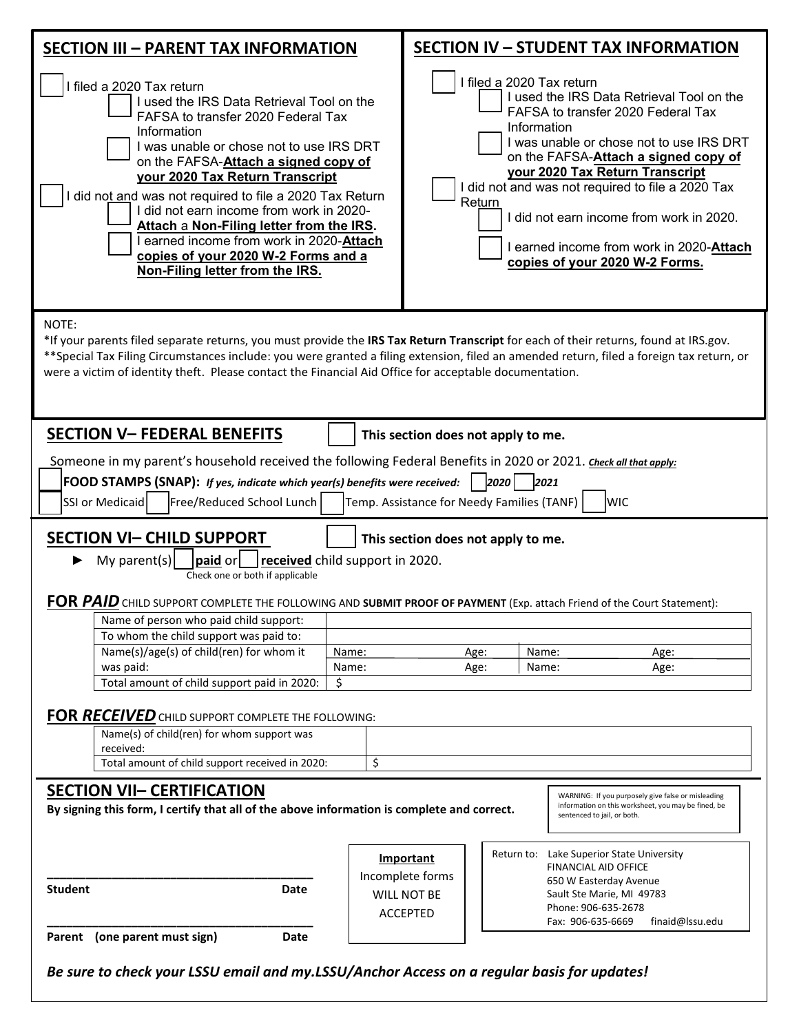## SECTION III – PARENT TAX INFORMATION

☐ I filed a 2020 Tax return

- ☐ I used the IRS Data Retrieval Tool on the FAFSA to transfer 2020 Federal Tax Information
- ☐ I was unable or chose not to use IRS DRT on the FAFSA-**Attach a signed copy of your 2020 Tax Return Transcript**

☐ I did not and was not required to file a 2020 Tax Return

- ☐ I did not earn income from work in 2020-**Attach** a **Non-Filing letter from the IRS.**
- ☐ I earned income from work in 2020-**Attach copies of your 2020 W-2 Forms and a Non-Filing letter from the IRS.**

## SECTION IV – STUDENT TAX INFORMATION

☐ I filed a 2020 Tax return

- ☐ I used the IRS Data Retrieval Tool on the FAFSA to transfer 2020 Federal Tax Information
- ☐ I was unable or chose not to use IRS DRT on the FAFSA-**Attach a signed copy of your 2020 Tax Return Transcript**

☐ I did not and was not required to file a 2020 Tax Return

- ☐ I did not earn income from work in 2020.
- ☐ I earned income from work in 2020-**Attach copies of your 2020 W-2 Forms.**

NOTE:
*If your parents filed separate returns, you must provide the **IRS Tax Return Transcript** for each of their returns, found at IRS.gov.
**Special Tax Filing Circumstances include: you were granted a filing extension, filed an amended return, filed a foreign tax return, or were a victim of identity theft. Please contact the Financial Aid Office for acceptable documentation.

## SECTION V– FEDERAL BENEFITS ☐ This section does not apply to me.

Someone in my parent's household received the following Federal Benefits in 2020 or 2021. ***Check all that apply:***

☐ **FOOD STAMPS (SNAP):** ***If yes, indicate which year(s) benefits were received:*** ☐ ***2020*** ☐ ***2021***

☐ SSI or Medicaid ☐ Free/Reduced School Lunch ☐ Temp. Assistance for Needy Families (TANF) ☐ WIC

## SECTION VI– CHILD SUPPORT ☐ This section does not apply to me.

► My parent(s) ☐ **paid** or ☐ **received** child support in 2020.
Check one or both if applicable

**FOR *PAID*** CHILD SUPPORT COMPLETE THE FOLLOWING AND **SUBMIT PROOF OF PAYMENT** (Exp. attach Friend of the Court Statement):

| | | | | |
|---|---|---|---|---|
| Name of person who paid child support: | | | | |
| To whom the child support was paid to: | | | | |
| Name(s)/age(s) of child(ren) for whom it was paid: | Name: | Age: | Name: | Age: |
| | Name: | Age: | Name: | Age: |
| Total amount of child support paid in 2020: | $ | | | |

**FOR *RECEIVED*** CHILD SUPPORT COMPLETE THE FOLLOWING:

| | |
|---|---|
| Name(s) of child(ren) for whom support was received: | |
| Total amount of child support received in 2020: | $ |

## SECTION VII– CERTIFICATION

**By signing this form, I certify that all of the above information is complete and correct.**

WARNING: If you purposely give false or misleading information on this worksheet, you may be fined, be sentenced to jail, or both.

______________________________________
**Student** **Date**

______________________________________
**Parent (one parent must sign)** **Date**

**Important**
Incomplete forms WILL NOT BE ACCEPTED

Return to: Lake Superior State University
FINANCIAL AID OFFICE
650 W Easterday Avenue
Sault Ste Marie, MI 49783
Phone: 906-635-2678
Fax: 906-635-6669 finaid@lssu.edu

***Be sure to check your LSSU email and my.LSSU/Anchor Access on a regular basis for updates!***